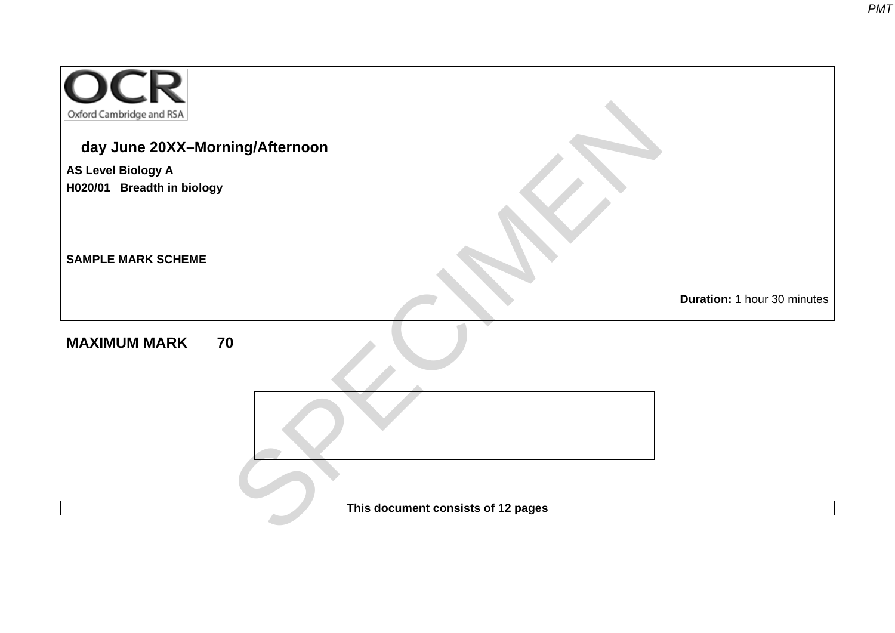OCR

Oxford Cambridge and RSA

**day June 20XX–Morning/Afternoon**

**AS Level Biology A**

**H020/01 Breadth in biology**

**SAMPLE MARK SCHEME**

**Duration:** 1 hour 30 minutes

**MAXIMUM MARK 70**

SPECIMEN

**This document consists of 12 pages**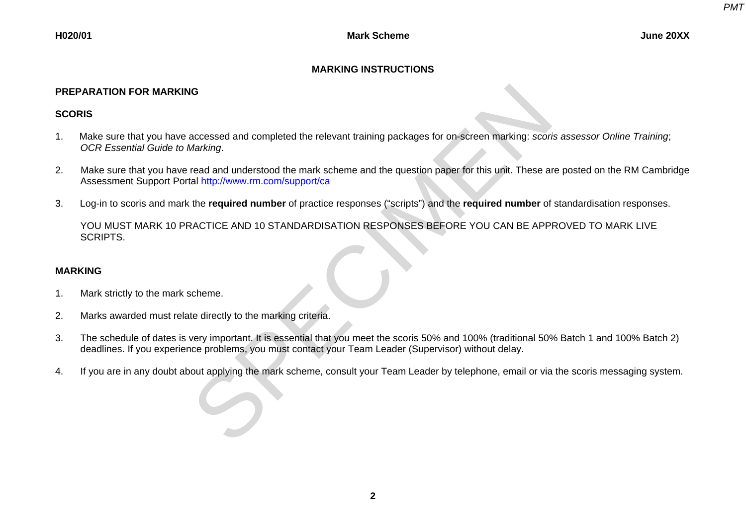# MARKING INSTRUCTIONS

## PREPARATION FOR MARKING

### SCORIS

1. Make sure that you have accessed and completed the relevant training packages for on-screen marking: *scoris assessor Online Training*; *OCR Essential Guide to Marking*.

2. Make sure that you have read and understood the mark scheme and the question paper for this unit. These are posted on the RM Cambridge Assessment Support Portal http://www.rm.com/support/ca

3. Log-in to scoris and mark the **required number** of practice responses ("scripts") and the **required number** of standardisation responses.

   YOU MUST MARK 10 PRACTICE AND 10 STANDARDISATION RESPONSES BEFORE YOU CAN BE APPROVED TO MARK LIVE SCRIPTS.

## MARKING

1. Mark strictly to the mark scheme.

2. Marks awarded must relate directly to the marking criteria.

3. The schedule of dates is very important. It is essential that you meet the scoris 50% and 100% (traditional 50% Batch 1 and 100% Batch 2) deadlines. If you experience problems, you must contact your Team Leader (Supervisor) without delay.

4. If you are in any doubt about applying the mark scheme, consult your Team Leader by telephone, email or via the scoris messaging system.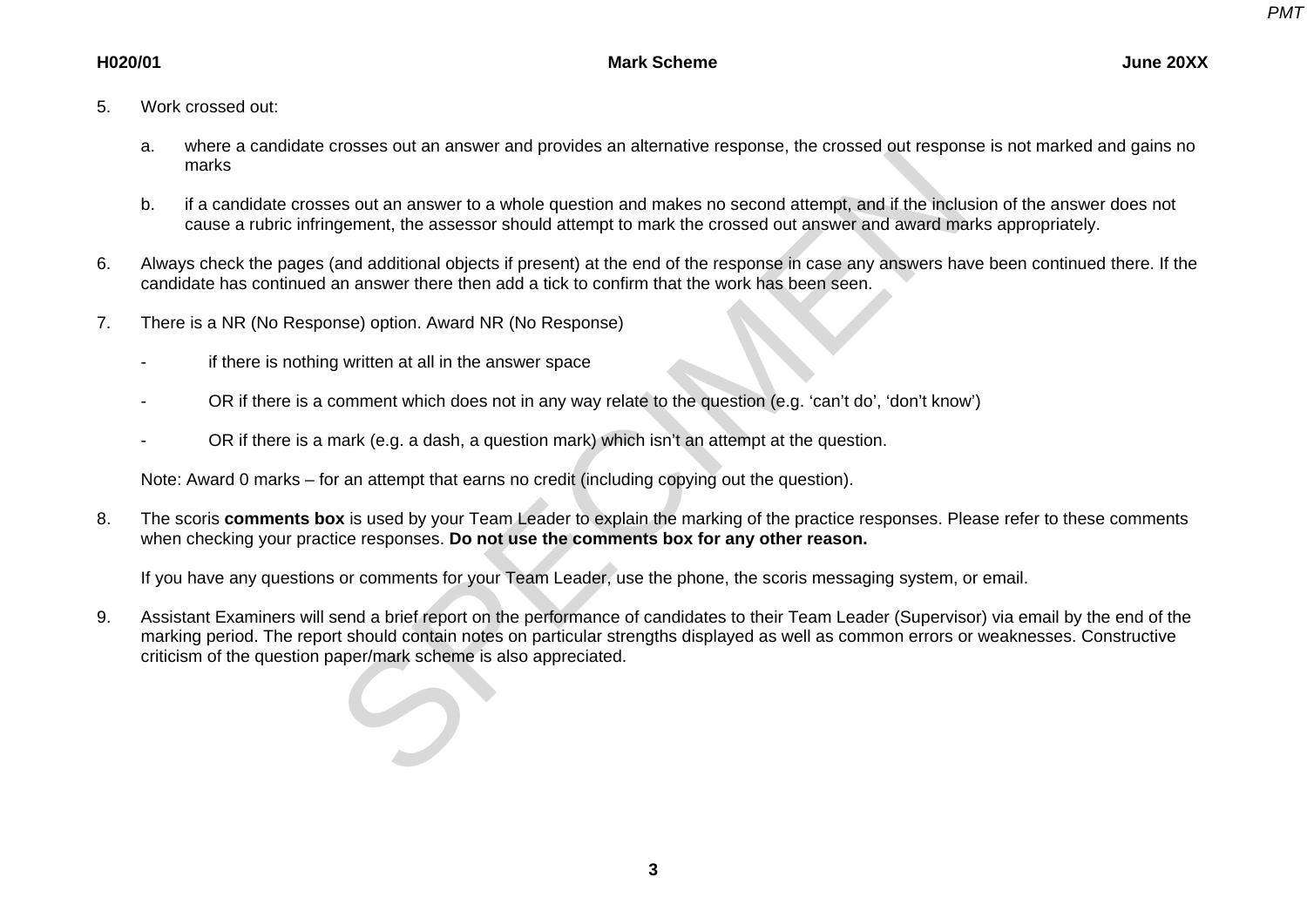5. Work crossed out:

   a. where a candidate crosses out an answer and provides an alternative response, the crossed out response is not marked and gains no marks

   b. if a candidate crosses out an answer to a whole question and makes no second attempt, and if the inclusion of the answer does not cause a rubric infringement, the assessor should attempt to mark the crossed out answer and award marks appropriately.

6. Always check the pages (and additional objects if present) at the end of the response in case any answers have been continued there. If the candidate has continued an answer there then add a tick to confirm that the work has been seen.

7. There is a NR (No Response) option. Award NR (No Response)

   - if there is nothing written at all in the answer space

   - OR if there is a comment which does not in any way relate to the question (e.g. 'can't do', 'don't know')

   - OR if there is a mark (e.g. a dash, a question mark) which isn't an attempt at the question.

   Note: Award 0 marks – for an attempt that earns no credit (including copying out the question).

8. The scoris **comments box** is used by your Team Leader to explain the marking of the practice responses. Please refer to these comments when checking your practice responses. **Do not use the comments box for any other reason.**

   If you have any questions or comments for your Team Leader, use the phone, the scoris messaging system, or email.

9. Assistant Examiners will send a brief report on the performance of candidates to their Team Leader (Supervisor) via email by the end of the marking period. The report should contain notes on particular strengths displayed as well as common errors or weaknesses. Constructive criticism of the question paper/mark scheme is also appreciated.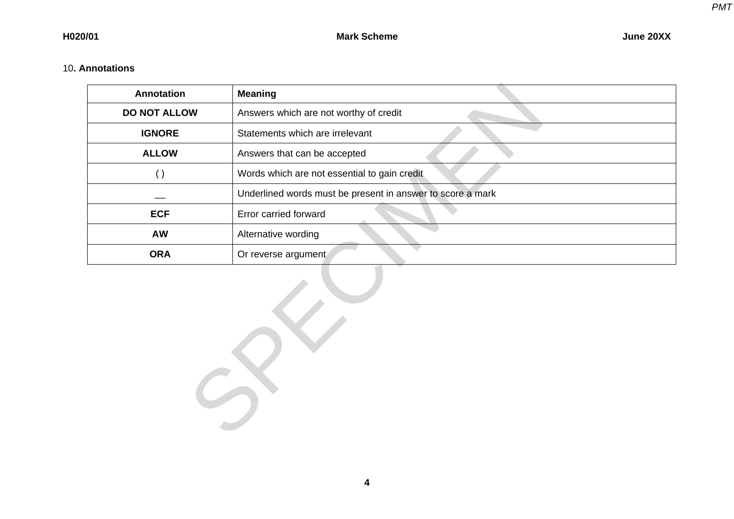10. **Annotations**

| Annotation | Meaning |
|---|---|
| **DO NOT ALLOW** | Answers which are not worthy of credit |
| **IGNORE** | Statements which are irrelevant |
| **ALLOW** | Answers that can be accepted |
| ( ) | Words which are not essential to gain credit |
| __ | Underlined words must be present in answer to score a mark |
| **ECF** | Error carried forward |
| **AW** | Alternative wording |
| **ORA** | Or reverse argument |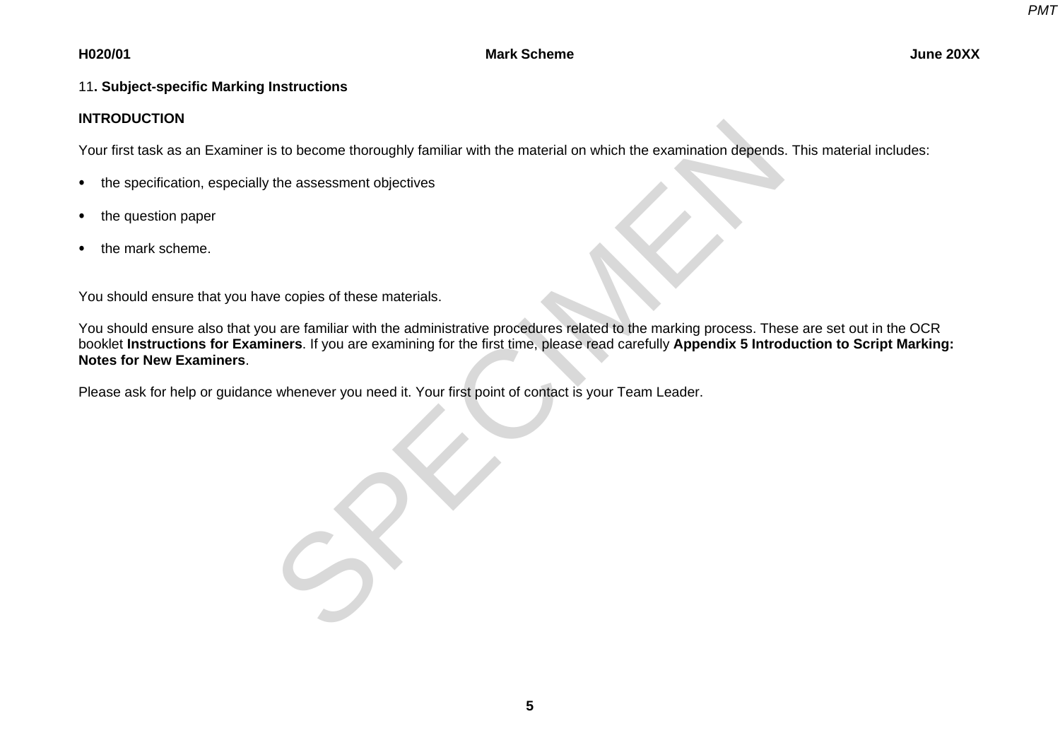11**. Subject-specific Marking Instructions**

**INTRODUCTION**

Your first task as an Examiner is to become thoroughly familiar with the material on which the examination depends. This material includes:

- the specification, especially the assessment objectives
- the question paper
- the mark scheme.

You should ensure that you have copies of these materials.

You should ensure also that you are familiar with the administrative procedures related to the marking process. These are set out in the OCR booklet **Instructions for Examiners**. If you are examining for the first time, please read carefully **Appendix 5 Introduction to Script Marking: Notes for New Examiners**.

Please ask for help or guidance whenever you need it. Your first point of contact is your Team Leader.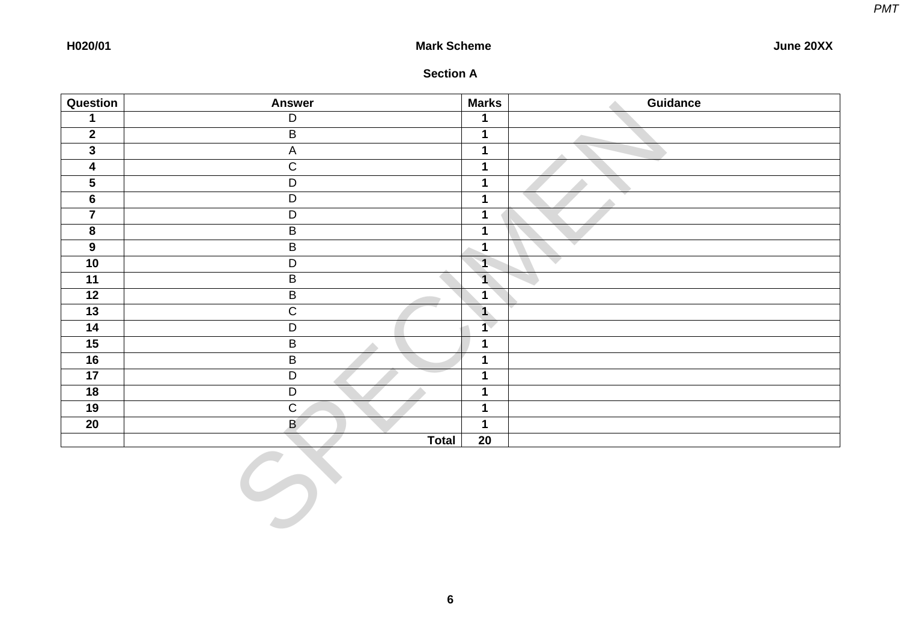## Section A

| Question | Answer | Marks | Guidance |
|---|---|---|---|
| 1 | D | 1 | |
| 2 | B | 1 | |
| 3 | A | 1 | |
| 4 | C | 1 | |
| 5 | D | 1 | |
| 6 | D | 1 | |
| 7 | D | 1 | |
| 8 | B | 1 | |
| 9 | B | 1 | |
| 10 | D | 1 | |
| 11 | B | 1 | |
| 12 | B | 1 | |
| 13 | C | 1 | |
| 14 | D | 1 | |
| 15 | B | 1 | |
| 16 | B | 1 | |
| 17 | D | 1 | |
| 18 | D | 1 | |
| 19 | C | 1 | |
| 20 | B | 1 | |
| | **Total** | **20** | |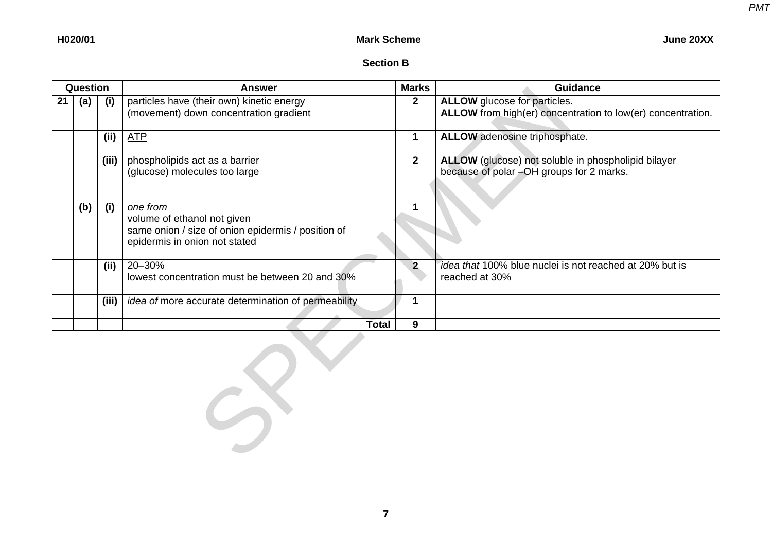## Section B

| Question | | | Answer | Marks | Guidance |
|---|---|---|---|---|---|
| 21 | (a) | (i) | particles have (their own) kinetic energy<br>(movement) down concentration gradient | 2 | **ALLOW** glucose for particles.<br>**ALLOW** from high(er) concentration to low(er) concentration. |
| | | (ii) | ATP | 1 | **ALLOW** adenosine triphosphate. |
| | | (iii) | phospholipids act as a barrier<br>(glucose) molecules too large | 2 | **ALLOW** (glucose) not soluble in phospholipid bilayer because of polar –OH groups for 2 marks. |
| | (b) | (i) | *one from*<br>volume of ethanol not given<br>same onion / size of onion epidermis / position of epidermis in onion not stated | 1 | |
| | | (ii) | 20–30%<br>lowest concentration must be between 20 and 30% | 2 | *idea that* 100% blue nuclei is not reached at 20% but is reached at 30% |
| | | (iii) | *idea of* more accurate determination of permeability | 1 | |
| | | | **Total** | **9** | |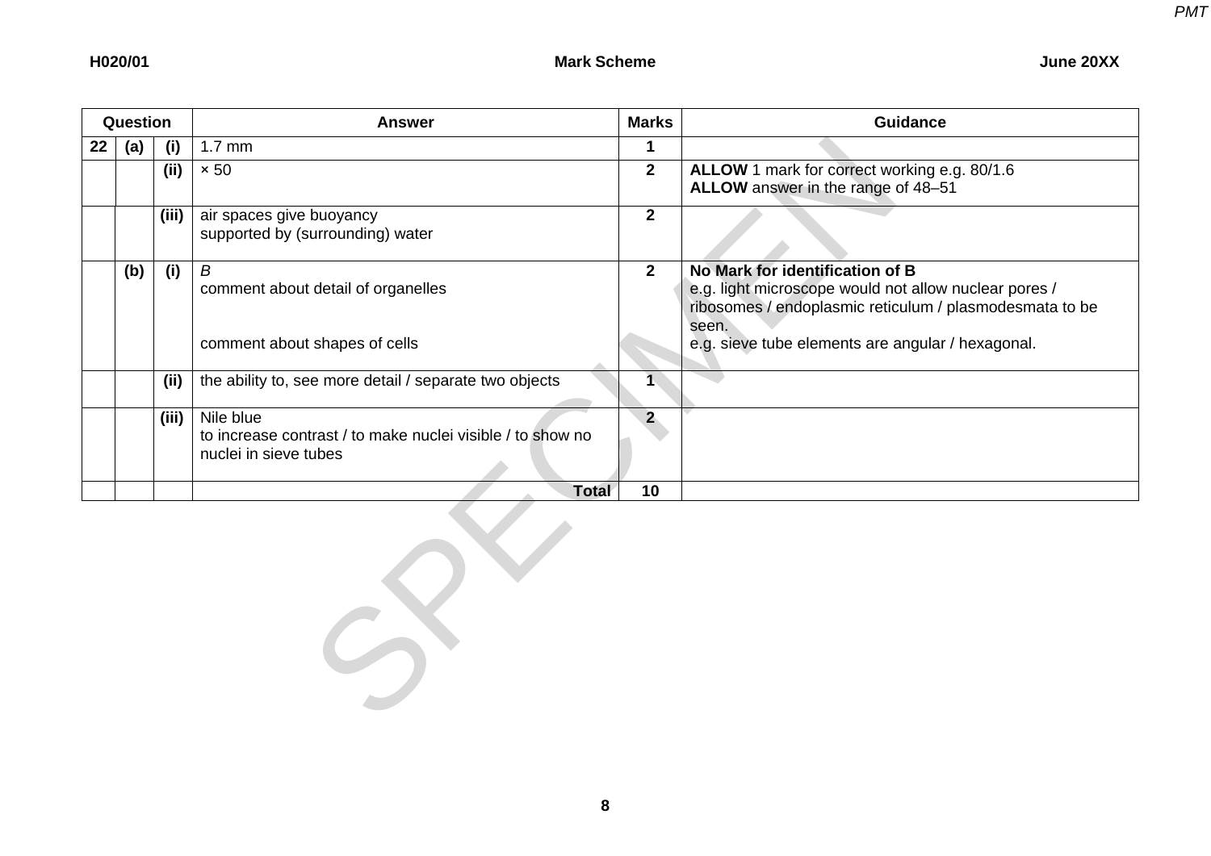| Question | | | Answer | Marks | Guidance |
|---|---|---|---|---|---|
| 22 | (a) | (i) | 1.7 mm | 1 | |
| | | (ii) | × 50 | 2 | **ALLOW** 1 mark for correct working e.g. 80/1.6<br>**ALLOW** answer in the range of 48–51 |
| | | (iii) | air spaces give buoyancy<br>supported by (surrounding) water | 2 | |
| | (b) | (i) | *B*<br>comment about detail of organelles<br><br>comment about shapes of cells | 2 | **No Mark for identification of B**<br>e.g. light microscope would not allow nuclear pores / ribosomes / endoplasmic reticulum / plasmodesmata to be seen.<br>e.g. sieve tube elements are angular / hexagonal. |
| | | (ii) | the ability to, see more detail / separate two objects | 1 | |
| | | (iii) | Nile blue<br>to increase contrast / to make nuclei visible / to show no nuclei in sieve tubes | 2 | |
| | | | **Total** | 10 | |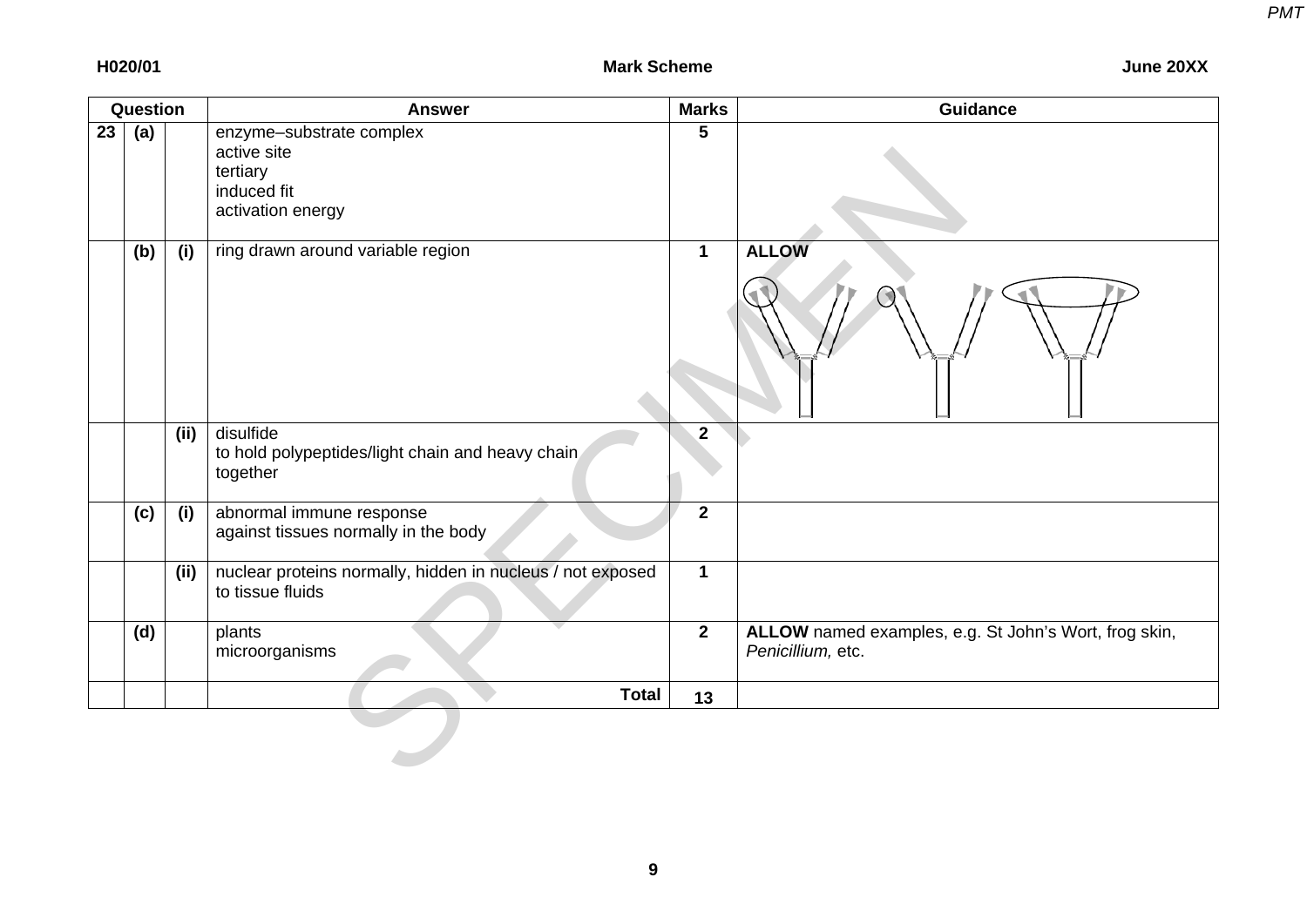| Question | | | Answer | Marks | Guidance |
|---|---|---|---|---|---|
| 23 | (a) | | enzyme–substrate complex<br>active site<br>tertiary<br>induced fit<br>activation energy | 5 | |
| | (b) | (i) | ring drawn around variable region | 1 | **ALLOW** |
| | | (ii) | disulfide<br>to hold polypeptides/light chain and heavy chain together | 2 | |
| | (c) | (i) | abnormal immune response<br>against tissues normally in the body | 2 | |
| | | (ii) | nuclear proteins normally, hidden in nucleus / not exposed to tissue fluids | 1 | |
| | (d) | | plants<br>microorganisms | 2 | **ALLOW** named examples, e.g. St John's Wort, frog skin, *Penicillium,* etc. |
| | | | **Total** | **13** | |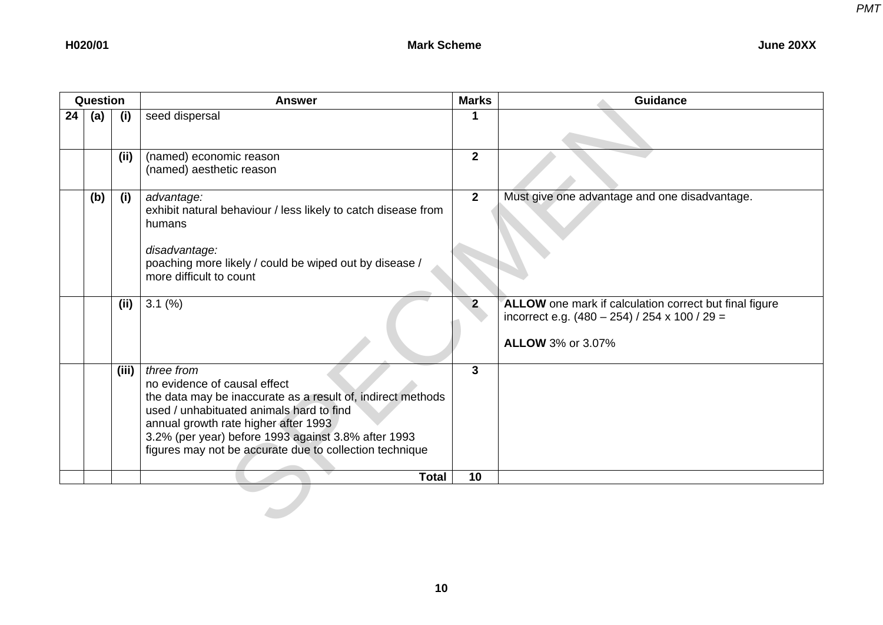| Question | | | Answer | Marks | Guidance |
|---|---|---|---|---|---|
| 24 | (a) | (i) | seed dispersal | 1 | |
| | | (ii) | (named) economic reason<br>(named) aesthetic reason | 2 | |
| | (b) | (i) | *advantage:*<br>exhibit natural behaviour / less likely to catch disease from humans<br><br>*disadvantage:*<br>poaching more likely / could be wiped out by disease / more difficult to count | 2 | Must give one advantage and one disadvantage. |
| | | (ii) | 3.1 (%) | 2 | **ALLOW** one mark if calculation correct but final figure incorrect e.g. (480 – 254) / 254 x 100 / 29 =<br><br>**ALLOW** 3% or 3.07% |
| | | (iii) | *three from*<br>no evidence of causal effect<br>the data may be inaccurate as a result of, indirect methods used / unhabituated animals hard to find<br>annual growth rate higher after 1993<br>3.2% (per year) before 1993 against 3.8% after 1993<br>figures may not be accurate due to collection technique | 3 | |
| | | | **Total** | 10 | |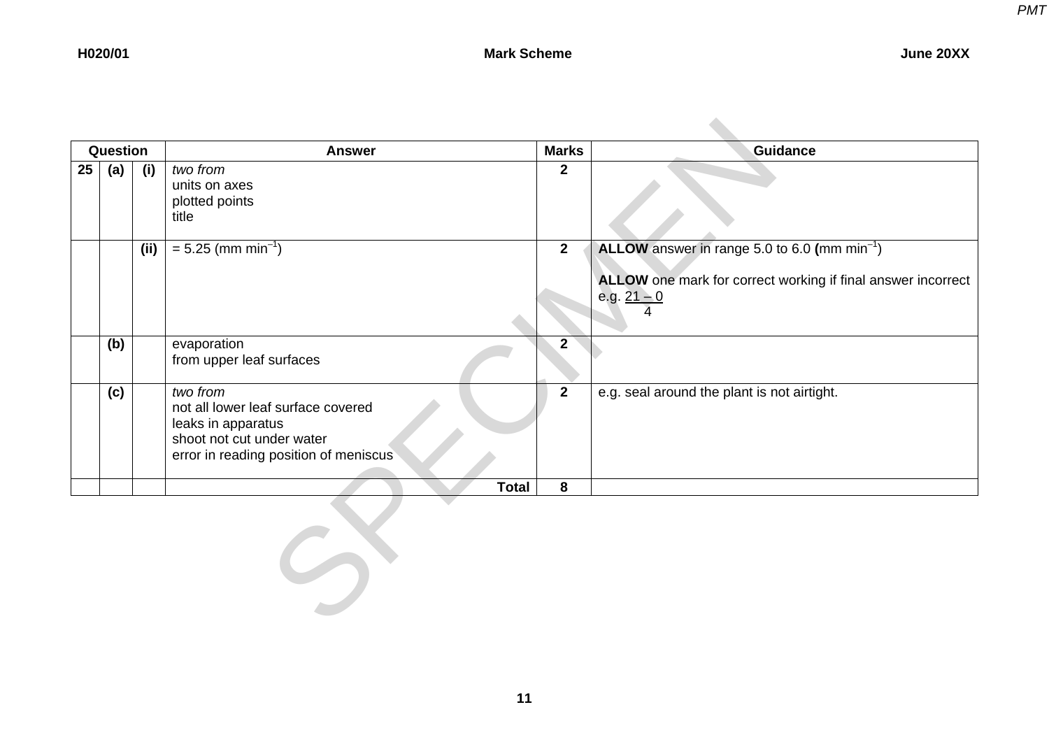| Question | | | Answer | Marks | Guidance |
|---|---|---|---|---|---|
| 25 | (a) | (i) | *two from*<br>units on axes<br>plotted points<br>title | 2 | |
| | | (ii) | = 5.25 (mm min$^{-1}$) | 2 | **ALLOW** answer in range 5.0 to 6.0 (mm min$^{-1}$)<br><br>**ALLOW** one mark for correct working if final answer incorrect<br>e.g. $\frac{21 - 0}{4}$ |
| | (b) | | evaporation<br>from upper leaf surfaces | 2 | |
| | (c) | | *two from*<br>not all lower leaf surface covered<br>leaks in apparatus<br>shoot not cut under water<br>error in reading position of meniscus | 2 | e.g. seal around the plant is not airtight. |
| | | | **Total** | **8** | |